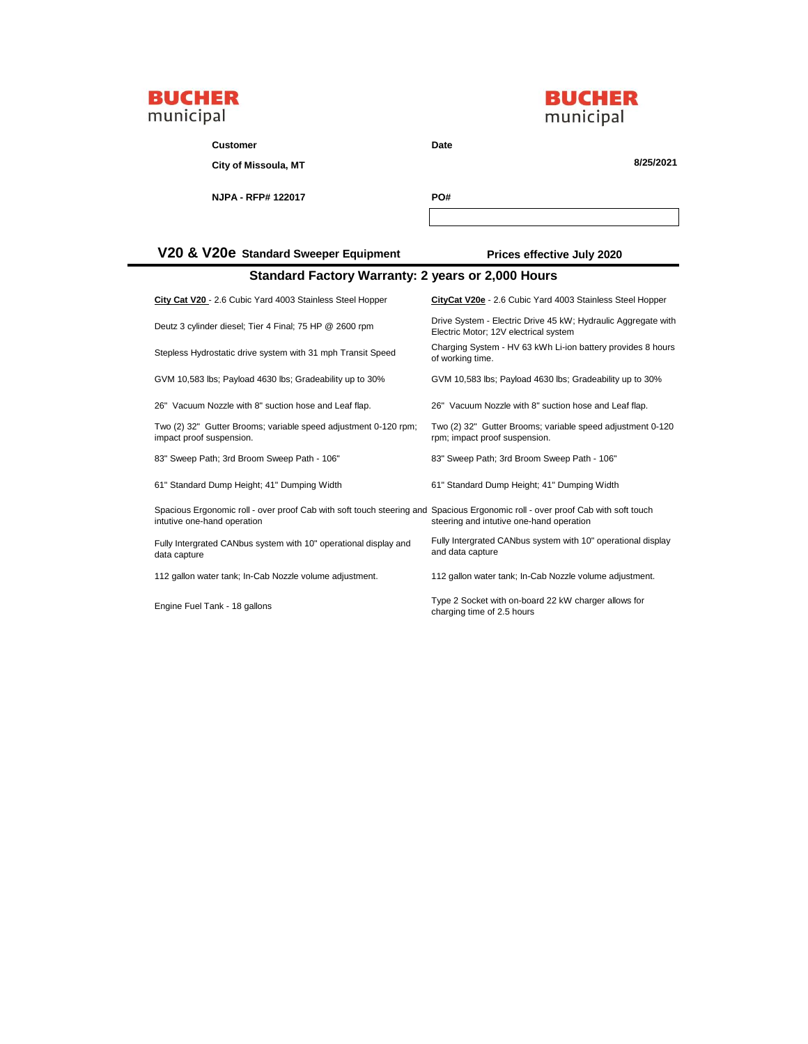BUCHER municipal

BUCHER municipal

| **Customer** | **Date** |
| --- | --- |
| **City of Missoula, MT** | **8/25/2021** |
| **NJPA - RFP# 122017** | **PO#** |

## V20 & V20e Standard Sweeper Equipment

**Prices effective July 2020**

### Standard Factory Warranty: 2 years or 2,000 Hours

| V20 | V20e |
| --- | --- |
| **City Cat V20** - 2.6 Cubic Yard 4003 Stainless Steel Hopper | **CityCat V20e** - 2.6 Cubic Yard 4003 Stainless Steel Hopper |
| Deutz 3 cylinder diesel; Tier 4 Final; 75 HP @ 2600 rpm | Drive System - Electric Drive 45 kW; Hydraulic Aggregate with Electric Motor; 12V electrical system |
| Stepless Hydrostatic drive system with 31 mph Transit Speed | Charging System - HV 63 kWh Li-ion battery provides 8 hours of working time. |
| GVM 10,583 lbs; Payload 4630 lbs; Gradeability up to 30% | GVM 10,583 lbs; Payload 4630 lbs; Gradeability up to 30% |
| 26" Vacuum Nozzle with 8" suction hose and Leaf flap. | 26" Vacuum Nozzle with 8" suction hose and Leaf flap. |
| Two (2) 32" Gutter Brooms; variable speed adjustment 0-120 rpm; impact proof suspension. | Two (2) 32" Gutter Brooms; variable speed adjustment 0-120 rpm; impact proof suspension. |
| 83" Sweep Path; 3rd Broom Sweep Path - 106" | 83" Sweep Path; 3rd Broom Sweep Path - 106" |
| 61" Standard Dump Height; 41" Dumping Width | 61" Standard Dump Height; 41" Dumping Width |
| Spacious Ergonomic roll - over proof Cab with soft touch steering and intutive one-hand operation | Spacious Ergonomic roll - over proof Cab with soft touch steering and intutive one-hand operation |
| Fully Intergrated CANbus system with 10" operational display and data capture | Fully Intergrated CANbus system with 10" operational display and data capture |
| 112 gallon water tank; In-Cab Nozzle volume adjustment. | 112 gallon water tank; In-Cab Nozzle volume adjustment. |
| Engine Fuel Tank - 18 gallons | Type 2 Socket with on-board 22 kW charger allows for charging time of 2.5 hours |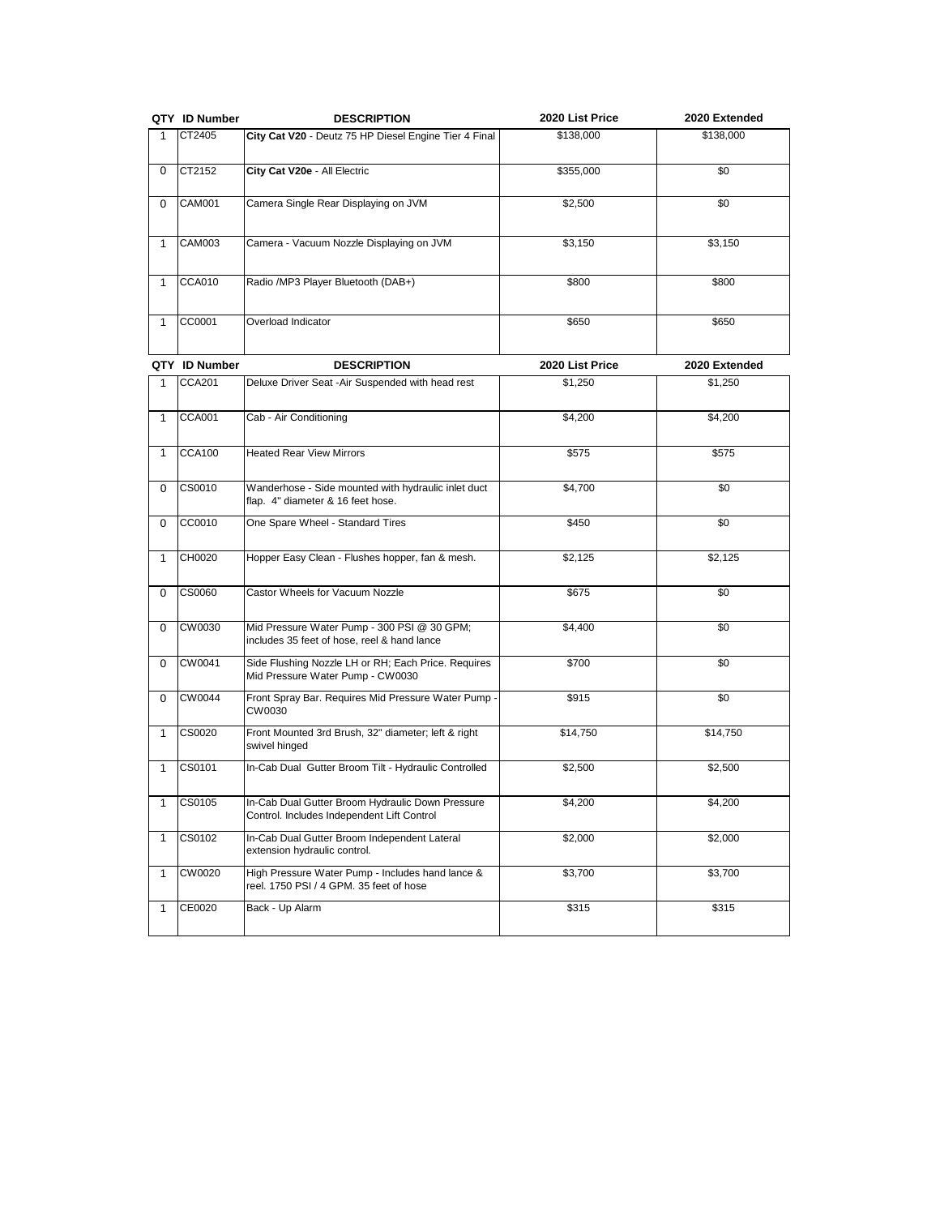| QTY | ID Number | DESCRIPTION | 2020 List Price | 2020 Extended |
|---|---|---|---|---|
| 1 | CT2405 | **City Cat V20** - Deutz 75 HP Diesel Engine Tier 4 Final | $138,000 | $138,000 |
| 0 | CT2152 | **City Cat V20e** - All Electric | $355,000 | $0 |
| 0 | CAM001 | Camera Single Rear Displaying on JVM | $2,500 | $0 |
| 1 | CAM003 | Camera - Vacuum Nozzle Displaying on JVM | $3,150 | $3,150 |
| 1 | CCA010 | Radio /MP3 Player Bluetooth (DAB+) | $800 | $800 |
| 1 | CC0001 | Overload Indicator | $650 | $650 |

| QTY | ID Number | DESCRIPTION | 2020 List Price | 2020 Extended |
|---|---|---|---|---|
| 1 | CCA201 | Deluxe Driver Seat -Air Suspended with head rest | $1,250 | $1,250 |
| 1 | CCA001 | Cab - Air Conditioning | $4,200 | $4,200 |
| 1 | CCA100 | Heated Rear View Mirrors | $575 | $575 |
| 0 | CS0010 | Wanderhose - Side mounted with hydraulic inlet duct flap. 4" diameter & 16 feet hose. | $4,700 | $0 |
| 0 | CC0010 | One Spare Wheel - Standard Tires | $450 | $0 |
| 1 | CH0020 | Hopper Easy Clean - Flushes hopper, fan & mesh. | $2,125 | $2,125 |
| 0 | CS0060 | Castor Wheels for Vacuum Nozzle | $675 | $0 |
| 0 | CW0030 | Mid Pressure Water Pump - 300 PSI @ 30 GPM; includes 35 feet of hose, reel & hand lance | $4,400 | $0 |
| 0 | CW0041 | Side Flushing Nozzle LH or RH; Each Price. Requires Mid Pressure Water Pump - CW0030 | $700 | $0 |
| 0 | CW0044 | Front Spray Bar. Requires Mid Pressure Water Pump - CW0030 | $915 | $0 |
| 1 | CS0020 | Front Mounted 3rd Brush, 32" diameter; left & right swivel hinged | $14,750 | $14,750 |
| 1 | CS0101 | In-Cab Dual Gutter Broom Tilt - Hydraulic Controlled | $2,500 | $2,500 |
| 1 | CS0105 | In-Cab Dual Gutter Broom Hydraulic Down Pressure Control. Includes Independent Lift Control | $4,200 | $4,200 |
| 1 | CS0102 | In-Cab Dual Gutter Broom Independent Lateral extension hydraulic control. | $2,000 | $2,000 |
| 1 | CW0020 | High Pressure Water Pump - Includes hand lance & reel. 1750 PSI / 4 GPM. 35 feet of hose | $3,700 | $3,700 |
| 1 | CE0020 | Back - Up Alarm | $315 | $315 |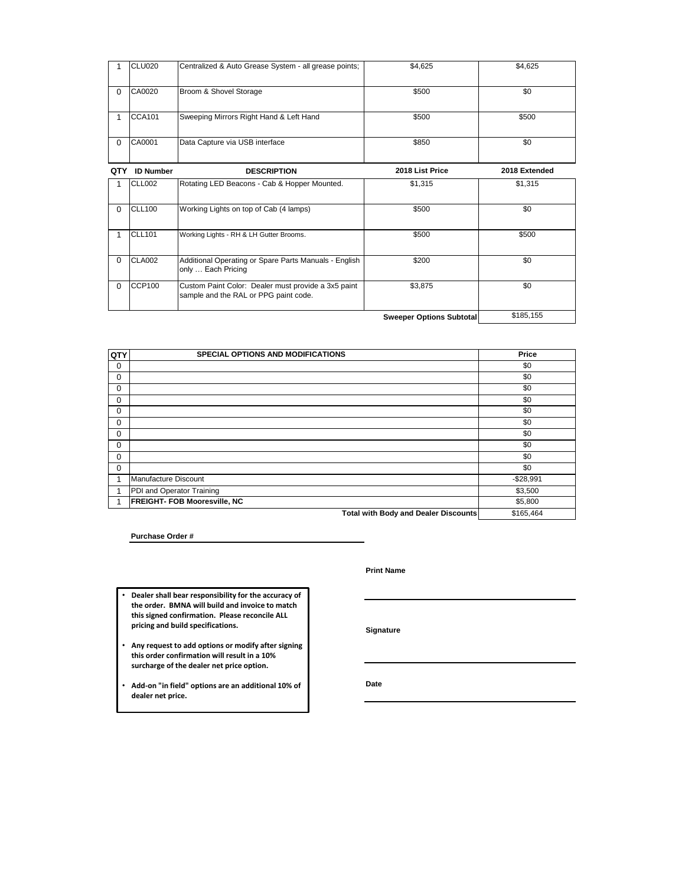| | | | | |
|---|---|---|---|---|
| 1 | CLU020 | Centralized & Auto Grease System - all grease points; | $4,625 | $4,625 |
| 0 | CA0020 | Broom & Shovel Storage | $500 | $0 |
| 1 | CCA101 | Sweeping Mirrors Right Hand & Left Hand | $500 | $500 |
| 0 | CA0001 | Data Capture via USB interface | $850 | $0 |
| **QTY** | **ID Number** | **DESCRIPTION** | **2018 List Price** | **2018 Extended** |
| 1 | CLL002 | Rotating LED Beacons - Cab & Hopper Mounted. | $1,315 | $1,315 |
| 0 | CLL100 | Working Lights on top of Cab (4 lamps) | $500 | $0 |
| 1 | CLL101 | Working Lights - RH & LH Gutter Brooms. | $500 | $500 |
| 0 | CLA002 | Additional Operating or Spare Parts Manuals - English only … Each Pricing | $200 | $0 |
| 0 | CCP100 | Custom Paint Color: Dealer must provide a 3x5 paint sample and the RAL or PPG paint code. | $3,875 | $0 |
| | | | **Sweeper Options Subtotal** | $185,155 |

| QTY | SPECIAL OPTIONS AND MODIFICATIONS | Price |
|---|---|---|
| 0 | | $0 |
| 0 | | $0 |
| 0 | | $0 |
| 0 | | $0 |
| 0 | | $0 |
| 0 | | $0 |
| 0 | | $0 |
| 0 | | $0 |
| 0 | | $0 |
| 0 | | $0 |
| 1 | Manufacture Discount | -$28,991 |
| 1 | PDI and Operator Training | $3,500 |
| 1 | **FREIGHT- FOB Mooresville, NC** | $5,800 |
| | **Total with Body and Dealer Discounts** | $165,464 |

**Purchase Order #** ______________________

- **Dealer shall bear responsibility for the accuracy of the order. BMNA will build and invoice to match this signed confirmation. Please reconcile ALL pricing and build specifications.**
- **Any request to add options or modify after signing this order confirmation will result in a 10% surcharge of the dealer net price option.**
- **Add-on "in field" options are an additional 10% of dealer net price.**

**Print Name** ______________________

**Signature** ______________________

**Date** ______________________